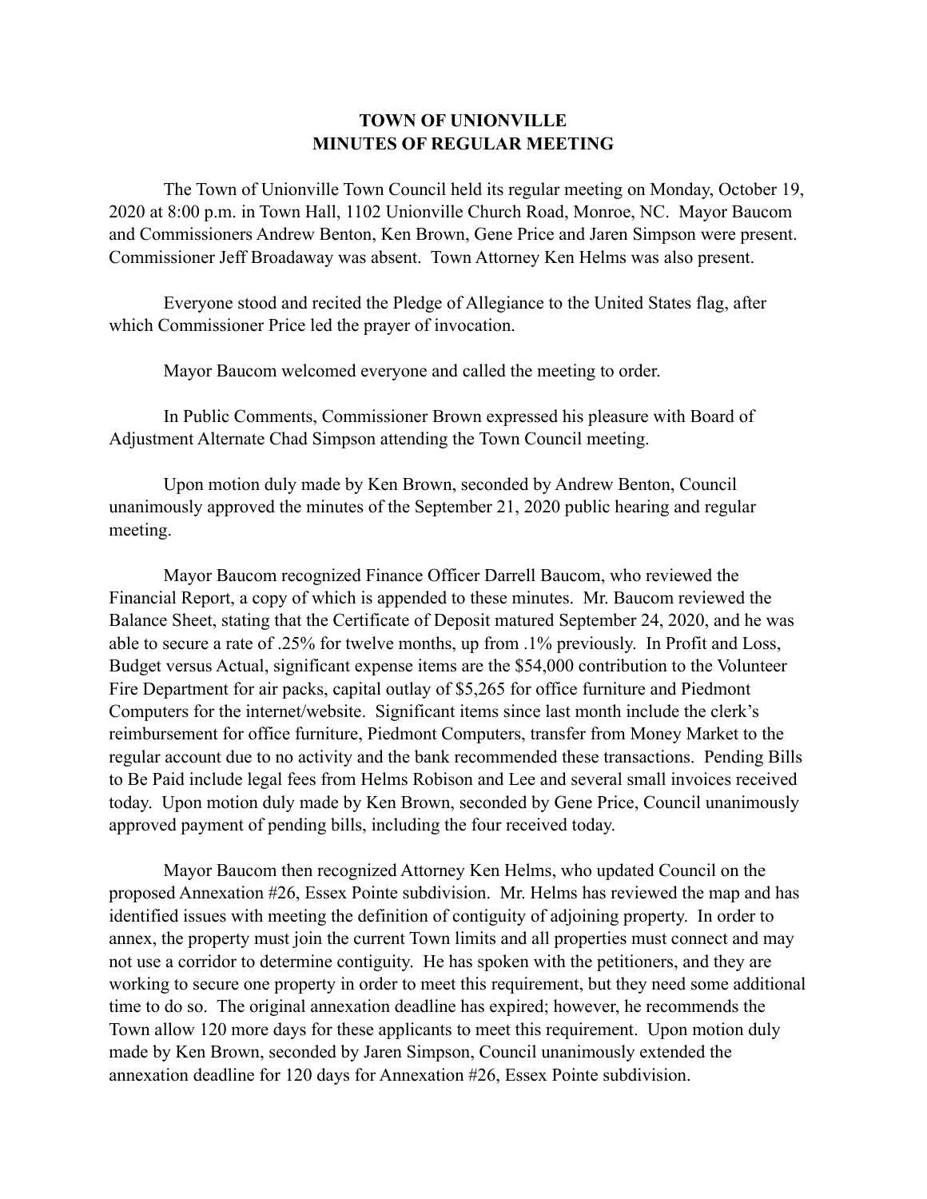# TOWN OF UNIONVILLE
## MINUTES OF REGULAR MEETING

The Town of Unionville Town Council held its regular meeting on Monday, October 19, 2020 at 8:00 p.m. in Town Hall, 1102 Unionville Church Road, Monroe, NC. Mayor Baucom and Commissioners Andrew Benton, Ken Brown, Gene Price and Jaren Simpson were present. Commissioner Jeff Broadaway was absent. Town Attorney Ken Helms was also present.

Everyone stood and recited the Pledge of Allegiance to the United States flag, after which Commissioner Price led the prayer of invocation.

Mayor Baucom welcomed everyone and called the meeting to order.

In Public Comments, Commissioner Brown expressed his pleasure with Board of Adjustment Alternate Chad Simpson attending the Town Council meeting.

Upon motion duly made by Ken Brown, seconded by Andrew Benton, Council unanimously approved the minutes of the September 21, 2020 public hearing and regular meeting.

Mayor Baucom recognized Finance Officer Darrell Baucom, who reviewed the Financial Report, a copy of which is appended to these minutes. Mr. Baucom reviewed the Balance Sheet, stating that the Certificate of Deposit matured September 24, 2020, and he was able to secure a rate of .25% for twelve months, up from .1% previously. In Profit and Loss, Budget versus Actual, significant expense items are the $54,000 contribution to the Volunteer Fire Department for air packs, capital outlay of $5,265 for office furniture and Piedmont Computers for the internet/website. Significant items since last month include the clerk's reimbursement for office furniture, Piedmont Computers, transfer from Money Market to the regular account due to no activity and the bank recommended these transactions. Pending Bills to Be Paid include legal fees from Helms Robison and Lee and several small invoices received today. Upon motion duly made by Ken Brown, seconded by Gene Price, Council unanimously approved payment of pending bills, including the four received today.

Mayor Baucom then recognized Attorney Ken Helms, who updated Council on the proposed Annexation #26, Essex Pointe subdivision. Mr. Helms has reviewed the map and has identified issues with meeting the definition of contiguity of adjoining property. In order to annex, the property must join the current Town limits and all properties must connect and may not use a corridor to determine contiguity. He has spoken with the petitioners, and they are working to secure one property in order to meet this requirement, but they need some additional time to do so. The original annexation deadline has expired; however, he recommends the Town allow 120 more days for these applicants to meet this requirement. Upon motion duly made by Ken Brown, seconded by Jaren Simpson, Council unanimously extended the annexation deadline for 120 days for Annexation #26, Essex Pointe subdivision.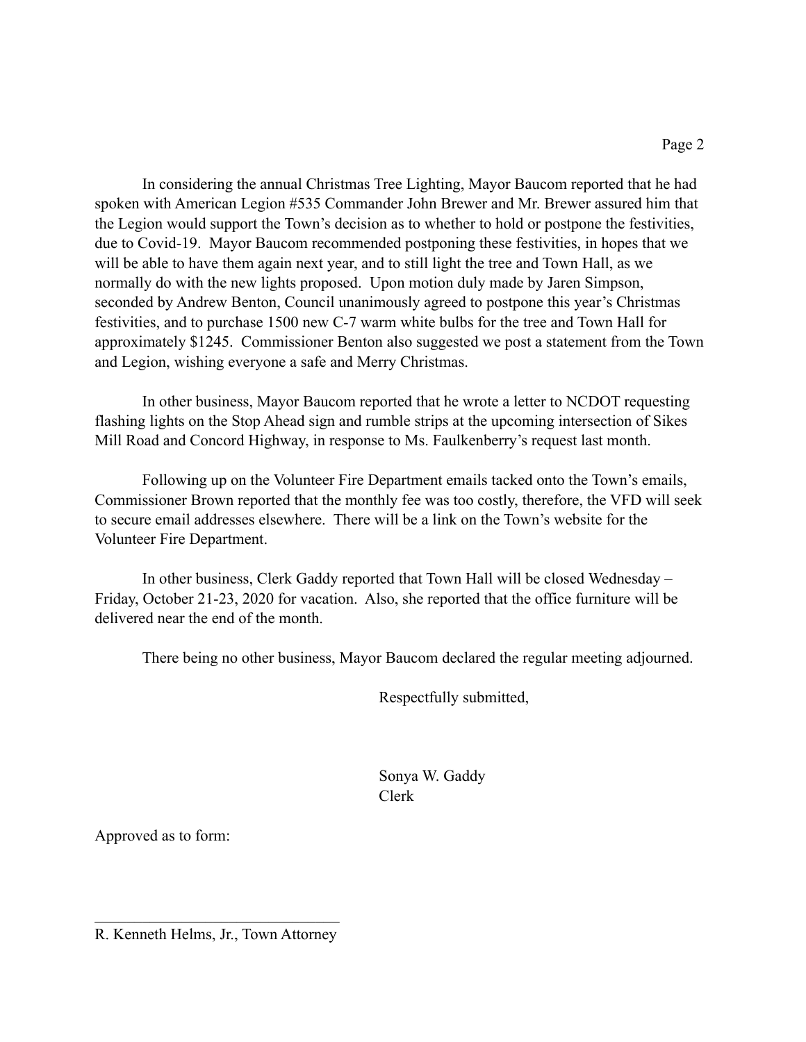In considering the annual Christmas Tree Lighting, Mayor Baucom reported that he had spoken with American Legion #535 Commander John Brewer and Mr. Brewer assured him that the Legion would support the Town's decision as to whether to hold or postpone the festivities, due to Covid-19. Mayor Baucom recommended postponing these festivities, in hopes that we will be able to have them again next year, and to still light the tree and Town Hall, as we normally do with the new lights proposed. Upon motion duly made by Jaren Simpson, seconded by Andrew Benton, Council unanimously agreed to postpone this year's Christmas festivities, and to purchase 1500 new C-7 warm white bulbs for the tree and Town Hall for approximately $1245. Commissioner Benton also suggested we post a statement from the Town and Legion, wishing everyone a safe and Merry Christmas.

In other business, Mayor Baucom reported that he wrote a letter to NCDOT requesting flashing lights on the Stop Ahead sign and rumble strips at the upcoming intersection of Sikes Mill Road and Concord Highway, in response to Ms. Faulkenberry's request last month.

Following up on the Volunteer Fire Department emails tacked onto the Town's emails, Commissioner Brown reported that the monthly fee was too costly, therefore, the VFD will seek to secure email addresses elsewhere. There will be a link on the Town's website for the Volunteer Fire Department.

In other business, Clerk Gaddy reported that Town Hall will be closed Wednesday – Friday, October 21-23, 2020 for vacation. Also, she reported that the office furniture will be delivered near the end of the month.

There being no other business, Mayor Baucom declared the regular meeting adjourned.

Respectfully submitted,

Sonya W. Gaddy
Clerk

Approved as to form:

\_\_\_\_\_\_\_\_\_\_\_\_\_\_\_\_\_\_\_\_\_\_\_\_\_\_\_\_\_\_\_\_

R. Kenneth Helms, Jr., Town Attorney